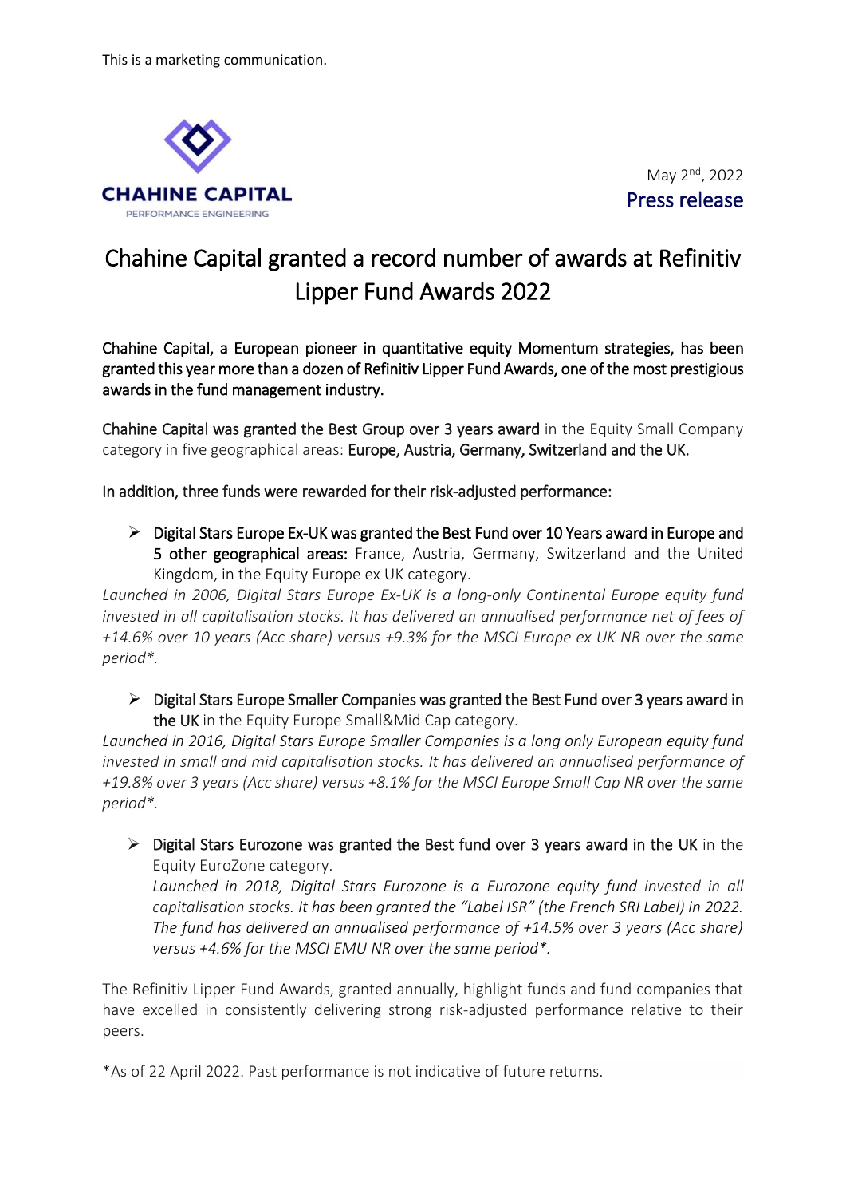This is a marketing communication.

**CHAHINE CAPITAL**
PERFORMANCE ENGINEERING

May 2nd, 2022
Press release

# Chahine Capital granted a record number of awards at Refinitiv Lipper Fund Awards 2022

Chahine Capital, a European pioneer in quantitative equity Momentum strategies, has been granted this year more than a dozen of Refinitiv Lipper Fund Awards, one of the most prestigious awards in the fund management industry.

Chahine Capital was granted the Best Group over 3 years award in the Equity Small Company category in five geographical areas: Europe, Austria, Germany, Switzerland and the UK.

In addition, three funds were rewarded for their risk-adjusted performance:

- Digital Stars Europe Ex-UK was granted the Best Fund over 10 Years award in Europe and 5 other geographical areas: France, Austria, Germany, Switzerland and the United Kingdom, in the Equity Europe ex UK category.

*Launched in 2006, Digital Stars Europe Ex-UK is a long-only Continental Europe equity fund invested in all capitalisation stocks. It has delivered an annualised performance net of fees of +14.6% over 10 years (Acc share) versus +9.3% for the MSCI Europe ex UK NR over the same period*.*

- Digital Stars Europe Smaller Companies was granted the Best Fund over 3 years award in the UK in the Equity Europe Small&Mid Cap category.

*Launched in 2016, Digital Stars Europe Smaller Companies is a long only European equity fund invested in small and mid capitalisation stocks. It has delivered an annualised performance of +19.8% over 3 years (Acc share) versus +8.1% for the MSCI Europe Small Cap NR over the same period*.*

- Digital Stars Eurozone was granted the Best fund over 3 years award in the UK in the Equity EuroZone category.
  *Launched in 2018, Digital Stars Eurozone is a Eurozone equity fund invested in all capitalisation stocks. It has been granted the "Label ISR" (the French SRI Label) in 2022. The fund has delivered an annualised performance of +14.5% over 3 years (Acc share) versus +4.6% for the MSCI EMU NR over the same period*.*

The Refinitiv Lipper Fund Awards, granted annually, highlight funds and fund companies that have excelled in consistently delivering strong risk-adjusted performance relative to their peers.

*As of 22 April 2022. Past performance is not indicative of future returns.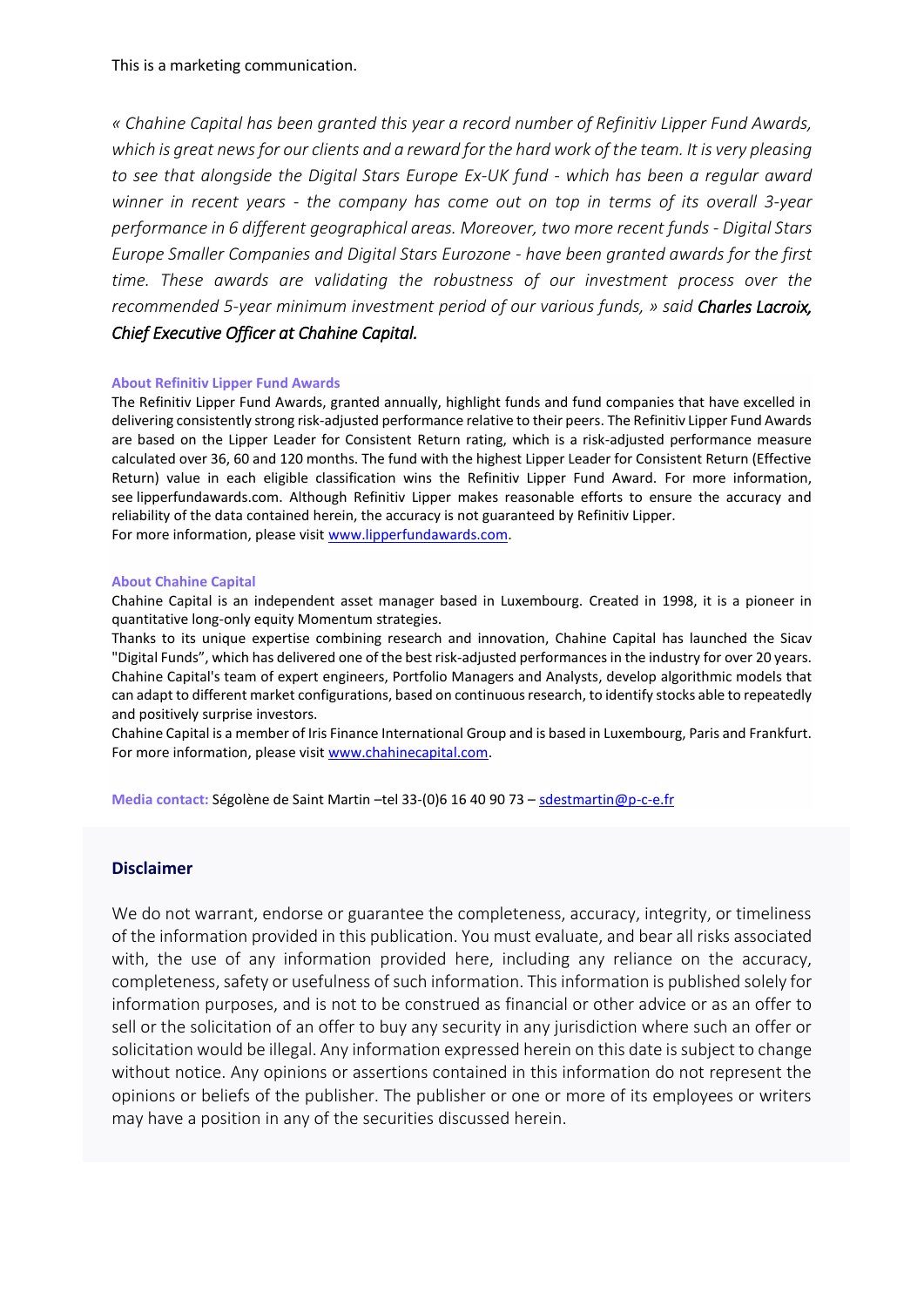This is a marketing communication.

*« Chahine Capital has been granted this year a record number of Refinitiv Lipper Fund Awards, which is great news for our clients and a reward for the hard work of the team. It is very pleasing to see that alongside the Digital Stars Europe Ex-UK fund - which has been a regular award winner in recent years - the company has come out on top in terms of its overall 3-year performance in 6 different geographical areas. Moreover, two more recent funds - Digital Stars Europe Smaller Companies and Digital Stars Eurozone - have been granted awards for the first time. These awards are validating the robustness of our investment process over the recommended 5-year minimum investment period of our various funds, » said* ***Charles Lacroix, Chief Executive Officer at Chahine Capital.***

**About Refinitiv Lipper Fund Awards**

The Refinitiv Lipper Fund Awards, granted annually, highlight funds and fund companies that have excelled in delivering consistently strong risk-adjusted performance relative to their peers. The Refinitiv Lipper Fund Awards are based on the Lipper Leader for Consistent Return rating, which is a risk-adjusted performance measure calculated over 36, 60 and 120 months. The fund with the highest Lipper Leader for Consistent Return (Effective Return) value in each eligible classification wins the Refinitiv Lipper Fund Award. For more information, see lipperfundawards.com. Although Refinitiv Lipper makes reasonable efforts to ensure the accuracy and reliability of the data contained herein, the accuracy is not guaranteed by Refinitiv Lipper.
For more information, please visit [www.lipperfundawards.com](http://www.lipperfundawards.com).

**About Chahine Capital**

Chahine Capital is an independent asset manager based in Luxembourg. Created in 1998, it is a pioneer in quantitative long-only equity Momentum strategies.
Thanks to its unique expertise combining research and innovation, Chahine Capital has launched the Sicav "Digital Funds", which has delivered one of the best risk-adjusted performances in the industry for over 20 years. Chahine Capital's team of expert engineers, Portfolio Managers and Analysts, develop algorithmic models that can adapt to different market configurations, based on continuous research, to identify stocks able to repeatedly and positively surprise investors.
Chahine Capital is a member of Iris Finance International Group and is based in Luxembourg, Paris and Frankfurt.
For more information, please visit [www.chahinecapital.com](http://www.chahinecapital.com).

**Media contact:** Ségolène de Saint Martin –tel 33-(0)6 16 40 90 73 – [sdestmartin@p-c-e.fr](mailto:sdestmartin@p-c-e.fr)

## Disclaimer

We do not warrant, endorse or guarantee the completeness, accuracy, integrity, or timeliness of the information provided in this publication. You must evaluate, and bear all risks associated with, the use of any information provided here, including any reliance on the accuracy, completeness, safety or usefulness of such information. This information is published solely for information purposes, and is not to be construed as financial or other advice or as an offer to sell or the solicitation of an offer to buy any security in any jurisdiction where such an offer or solicitation would be illegal. Any information expressed herein on this date is subject to change without notice. Any opinions or assertions contained in this information do not represent the opinions or beliefs of the publisher. The publisher or one or more of its employees or writers may have a position in any of the securities discussed herein.